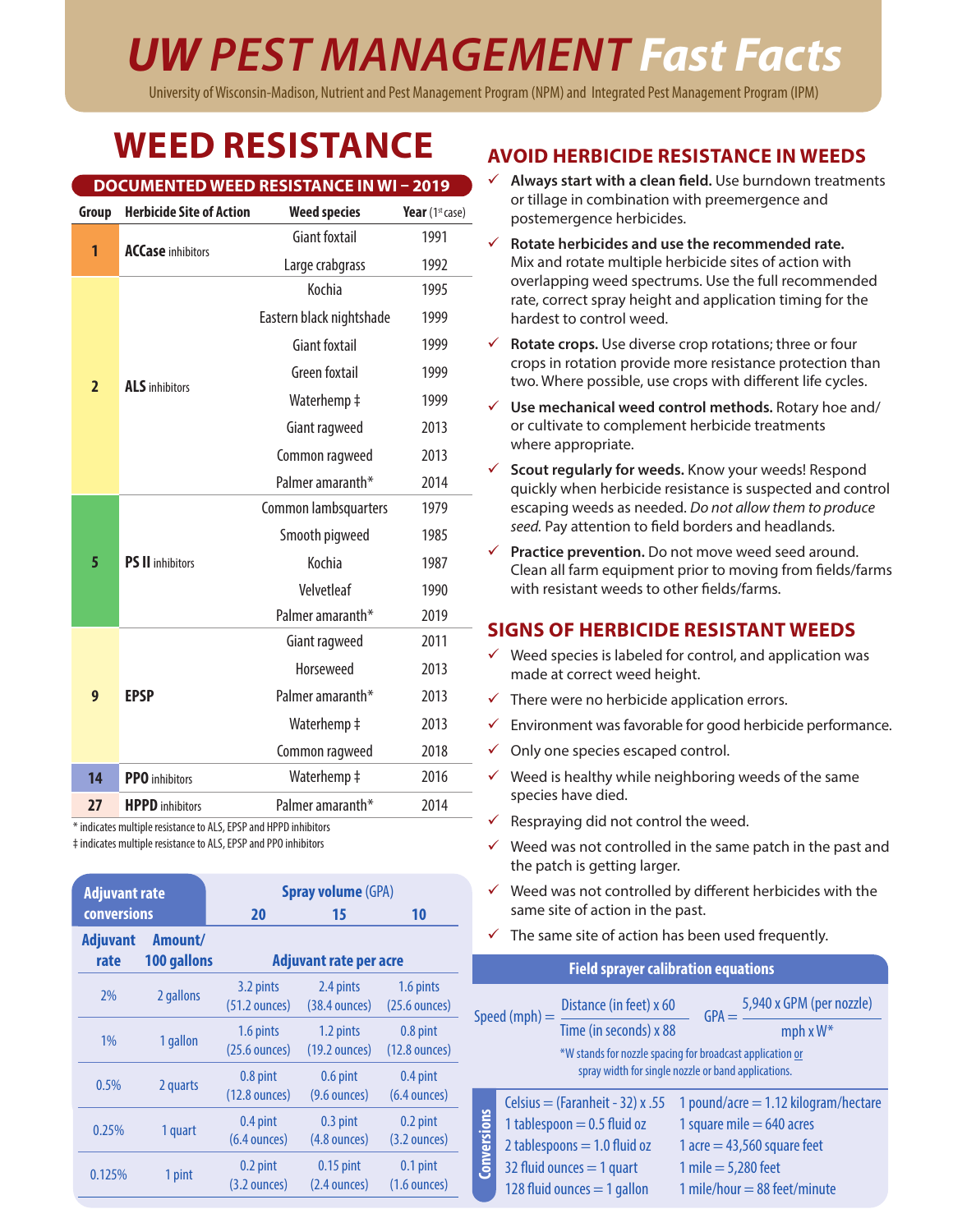# UW PEST MANAGEMENT *Fast Facts*

University of Wisconsin-Madison, Nutrient and Pest Management Program (NPM) and Integrated Pest Management Program (IPM)

## WEED RESISTANCE

### DOCUMENTED WEED RESISTANCE IN WI – 2019

| Group | Herbicide Site of Action | Weed species | Year (1st case) |
|---|---|---|---|
| 1 | **ACCase** inhibitors | Giant foxtail | 1991 |
| | | Large crabgrass | 1992 |
| 2 | **ALS** inhibitors | Kochia | 1995 |
| | | Eastern black nightshade | 1999 |
| | | Giant foxtail | 1999 |
| | | Green foxtail | 1999 |
| | | Waterhemp ‡ | 1999 |
| | | Giant ragweed | 2013 |
| | | Common ragweed | 2013 |
| | | Palmer amaranth* | 2014 |
| 5 | **PS II** inhibitors | Common lambsquarters | 1979 |
| | | Smooth pigweed | 1985 |
| | | Kochia | 1987 |
| | | Velvetleaf | 1990 |
| | | Palmer amaranth* | 2019 |
| 9 | **EPSP** | Giant ragweed | 2011 |
| | | Horseweed | 2013 |
| | | Palmer amaranth* | 2013 |
| | | Waterhemp ‡ | 2013 |
| | | Common ragweed | 2018 |
| 14 | **PPO** inhibitors | Waterhemp ‡ | 2016 |
| 27 | **HPPD** inhibitors | Palmer amaranth* | 2014 |

\* indicates multiple resistance to ALS, EPSP and HPPD inhibitors
‡ indicates multiple resistance to ALS, EPSP and PPO inhibitors

| Adjuvant rate conversions | | Spray volume (GPA) 20 | 15 | 10 |
|---|---|---|---|---|
| **Adjuvant rate** | **Amount/ 100 gallons** | **Adjuvant rate per acre** | | |
| 2% | 2 gallons | 3.2 pints (51.2 ounces) | 2.4 pints (38.4 ounces) | 1.6 pints (25.6 ounces) |
| 1% | 1 gallon | 1.6 pints (25.6 ounces) | 1.2 pints (19.2 ounces) | 0.8 pint (12.8 ounces) |
| 0.5% | 2 quarts | 0.8 pint (12.8 ounces) | 0.6 pint (9.6 ounces) | 0.4 pint (6.4 ounces) |
| 0.25% | 1 quart | 0.4 pint (6.4 ounces) | 0.3 pint (4.8 ounces) | 0.2 pint (3.2 ounces) |
| 0.125% | 1 pint | 0.2 pint (3.2 ounces) | 0.15 pint (2.4 ounces) | 0.1 pint (1.6 ounces) |

## AVOID HERBICIDE RESISTANCE IN WEEDS

- ✓ **Always start with a clean field.** Use burndown treatments or tillage in combination with preemergence and postemergence herbicides.
- ✓ **Rotate herbicides and use the recommended rate.** Mix and rotate multiple herbicide sites of action with overlapping weed spectrums. Use the full recommended rate, correct spray height and application timing for the hardest to control weed.
- ✓ **Rotate crops.** Use diverse crop rotations; three or four crops in rotation provide more resistance protection than two. Where possible, use crops with different life cycles.
- ✓ **Use mechanical weed control methods.** Rotary hoe and/or cultivate to complement herbicide treatments where appropriate.
- ✓ **Scout regularly for weeds.** Know your weeds! Respond quickly when herbicide resistance is suspected and control escaping weeds as needed. *Do not allow them to produce seed.* Pay attention to field borders and headlands.
- ✓ **Practice prevention.** Do not move weed seed around. Clean all farm equipment prior to moving from fields/farms with resistant weeds to other fields/farms.

## SIGNS OF HERBICIDE RESISTANT WEEDS

- ✓ Weed species is labeled for control, and application was made at correct weed height.
- ✓ There were no herbicide application errors.
- ✓ Environment was favorable for good herbicide performance.
- ✓ Only one species escaped control.
- ✓ Weed is healthy while neighboring weeds of the same species have died.
- ✓ Respraying did not control the weed.
- ✓ Weed was not controlled in the same patch in the past and the patch is getting larger.
- ✓ Weed was not controlled by different herbicides with the same site of action in the past.
- ✓ The same site of action has been used frequently.

### Field sprayer calibration equations

$$\text{Speed (mph)} = \frac{\text{Distance (in feet)} \times 60}{\text{Time (in seconds)} \times 88}$$

$$\text{GPA} = \frac{5{,}940 \times \text{GPM (per nozzle)}}{\text{mph} \times W^*}$$

*W stands for nozzle spacing for broadcast application or spray width for single nozzle or band applications.

### Conversions

- Celsius = (Faranheit - 32) x .55
- 1 tablespoon = 0.5 fluid oz
- 2 tablespoons = 1.0 fluid oz
- 32 fluid ounces = 1 quart
- 128 fluid ounces = 1 gallon
- 1 pound/acre = 1.12 kilogram/hectare
- 1 square mile = 640 acres
- 1 acre = 43,560 square feet
- 1 mile = 5,280 feet
- 1 mile/hour = 88 feet/minute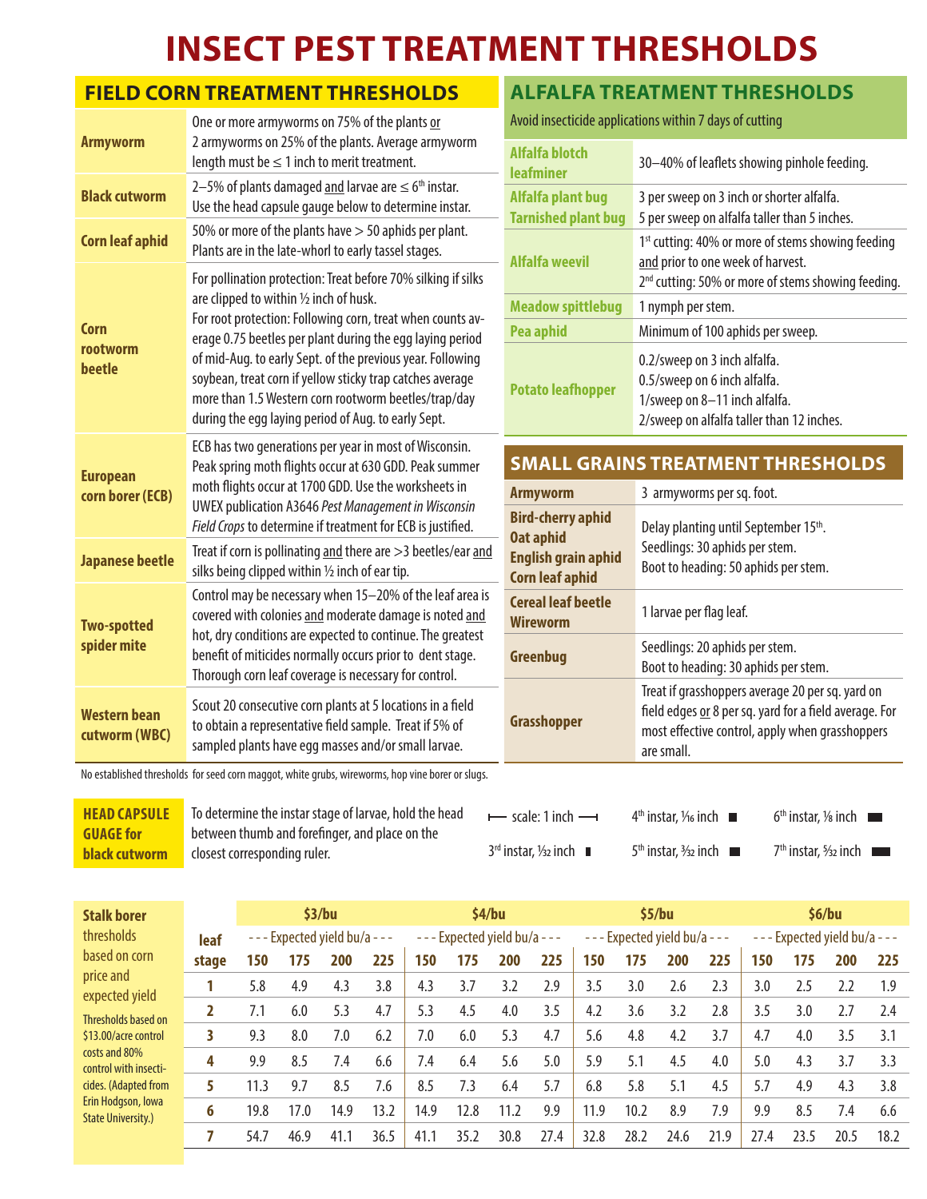# INSECT PEST TREATMENT THRESHOLDS

## FIELD CORN TREATMENT THRESHOLDS

| Pest | Threshold |
|---|---|
| **Armyworm** | One or more armyworms on 75% of the plants or 2 armyworms on 25% of the plants. Average armyworm length must be ≤ 1 inch to merit treatment. |
| **Black cutworm** | 2–5% of plants damaged and larvae are ≤ 6th instar. Use the head capsule gauge below to determine instar. |
| **Corn leaf aphid** | 50% or more of the plants have > 50 aphids per plant. Plants are in the late-whorl to early tassel stages. |
| **Corn rootworm beetle** | For pollination protection: Treat before 70% silking if silks are clipped to within ½ inch of husk. For root protection: Following corn, treat when counts average 0.75 beetles per plant during the egg laying period of mid-Aug. to early Sept. of the previous year. Following soybean, treat corn if yellow sticky trap catches average more than 1.5 Western corn rootworm beetles/trap/day during the egg laying period of Aug. to early Sept. |
| **European corn borer (ECB)** | ECB has two generations per year in most of Wisconsin. Peak spring moth flights occur at 630 GDD. Peak summer moth flights occur at 1700 GDD. Use the worksheets in UWEX publication A3646 *Pest Management in Wisconsin Field Crops* to determine if treatment for ECB is justified. |
| **Japanese beetle** | Treat if corn is pollinating and there are >3 beetles/ear and silks being clipped within ½ inch of ear tip. |
| **Two-spotted spider mite** | Control may be necessary when 15–20% of the leaf area is covered with colonies and moderate damage is noted and hot, dry conditions are expected to continue. The greatest benefit of miticides normally occurs prior to dent stage. Thorough corn leaf coverage is necessary for control. |
| **Western bean cutworm (WBC)** | Scout 20 consecutive corn plants at 5 locations in a field to obtain a representative field sample. Treat if 5% of sampled plants have egg masses and/or small larvae. |

No established thresholds for seed corn maggot, white grubs, wireworms, hop vine borer or slugs.

## ALFALFA TREATMENT THRESHOLDS

Avoid insecticide applications within 7 days of cutting

| Pest | Threshold |
|---|---|
| **Alfalfa blotch leafminer** | 30–40% of leaflets showing pinhole feeding. |
| **Alfalfa plant bug / Tarnished plant bug** | 3 per sweep on 3 inch or shorter alfalfa. 5 per sweep on alfalfa taller than 5 inches. |
| **Alfalfa weevil** | 1st cutting: 40% or more of stems showing feeding and prior to one week of harvest. 2nd cutting: 50% or more of stems showing feeding. |
| **Meadow spittlebug** | 1 nymph per stem. |
| **Pea aphid** | Minimum of 100 aphids per sweep. |
| **Potato leafhopper** | 0.2/sweep on 3 inch alfalfa. 0.5/sweep on 6 inch alfalfa. 1/sweep on 8–11 inch alfalfa. 2/sweep on alfalfa taller than 12 inches. |

## SMALL GRAINS TREATMENT THRESHOLDS

| Pest | Threshold |
|---|---|
| **Armyworm** | 3 armyworms per sq. foot. |
| **Bird-cherry aphid / Oat aphid / English grain aphid / Corn leaf aphid** | Delay planting until September 15th. Seedlings: 30 aphids per stem. Boot to heading: 50 aphids per stem. |
| **Cereal leaf beetle / Wireworm** | 1 larvae per flag leaf. |
| **Greenbug** | Seedlings: 20 aphids per stem. Boot to heading: 30 aphids per stem. |
| **Grasshopper** | Treat if grasshoppers average 20 per sq. yard on field edges or 8 per sq. yard for a field average. For most effective control, apply when grasshoppers are small. |

**HEAD CAPSULE GUAGE for black cutworm**

To determine the instar stage of larvae, hold the head between thumb and forefinger, and place on the closest corresponding ruler.

- scale: 1 inch
- 3rd instar, 1/32 inch
- 4th instar, 1/16 inch
- 5th instar, 3/32 inch
- 6th instar, 1/8 inch
- 7th instar, 5/32 inch

**Stalk borer** thresholds based on corn price and expected yield

Thresholds based on \$13.00/acre control costs and 80% control with insecticides. (Adapted from Erin Hodgson, Iowa State University.)

| leaf stage | \$3/bu | | | | \$4/bu | | | | \$5/bu | | | | \$6/bu | | | |
|---|---|---|---|---|---|---|---|---|---|---|---|---|---|---|---|---|
| | --- Expected yield bu/a --- | | | | --- Expected yield bu/a --- | | | | --- Expected yield bu/a --- | | | | --- Expected yield bu/a --- | | | |
| | 150 | 175 | 200 | 225 | 150 | 175 | 200 | 225 | 150 | 175 | 200 | 225 | 150 | 175 | 200 | 225 |
| 1 | 5.8 | 4.9 | 4.3 | 3.8 | 4.3 | 3.7 | 3.2 | 2.9 | 3.5 | 3.0 | 2.6 | 2.3 | 3.0 | 2.5 | 2.2 | 1.9 |
| 2 | 7.1 | 6.0 | 5.3 | 4.7 | 5.3 | 4.5 | 4.0 | 3.5 | 4.2 | 3.6 | 3.2 | 2.8 | 3.5 | 3.0 | 2.7 | 2.4 |
| 3 | 9.3 | 8.0 | 7.0 | 6.2 | 7.0 | 6.0 | 5.3 | 4.7 | 5.6 | 4.8 | 4.2 | 3.7 | 4.7 | 4.0 | 3.5 | 3.1 |
| 4 | 9.9 | 8.5 | 7.4 | 6.6 | 7.4 | 6.4 | 5.6 | 5.0 | 5.9 | 5.1 | 4.5 | 4.0 | 5.0 | 4.3 | 3.7 | 3.3 |
| 5 | 11.3 | 9.7 | 8.5 | 7.6 | 8.5 | 7.3 | 6.4 | 5.7 | 6.8 | 5.8 | 5.1 | 4.5 | 5.7 | 4.9 | 4.3 | 3.8 |
| 6 | 19.8 | 17.0 | 14.9 | 13.2 | 14.9 | 12.8 | 11.2 | 9.9 | 11.9 | 10.2 | 8.9 | 7.9 | 9.9 | 8.5 | 7.4 | 6.6 |
| 7 | 54.7 | 46.9 | 41.1 | 36.5 | 41.1 | 35.2 | 30.8 | 27.4 | 32.8 | 28.2 | 24.6 | 21.9 | 27.4 | 23.5 | 20.5 | 18.2 |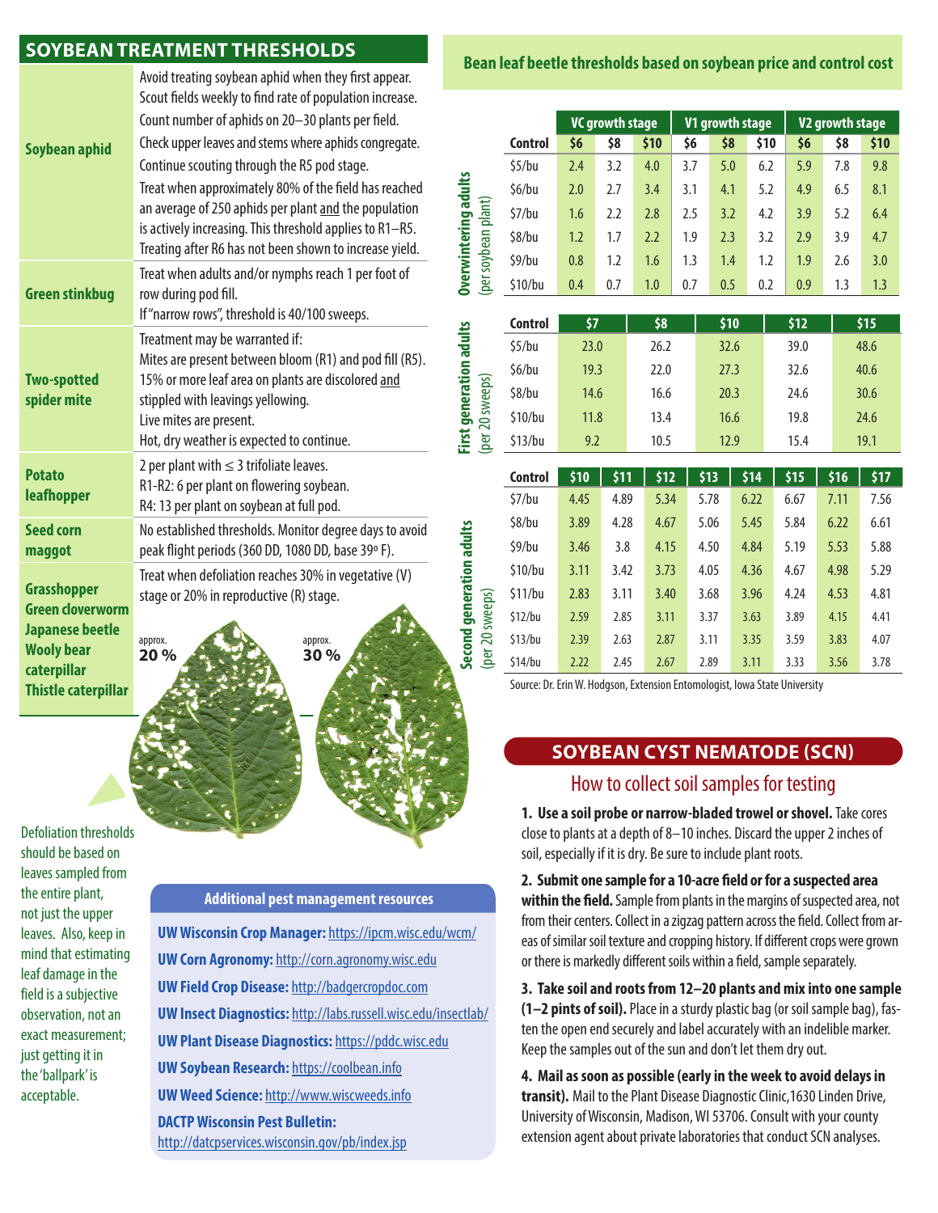## SOYBEAN TREATMENT THRESHOLDS

| Pest | Threshold |
|---|---|
| **Soybean aphid** | Avoid treating soybean aphid when they first appear. Scout fields weekly to find rate of population increase. Count number of aphids on 20–30 plants per field. Check upper leaves and stems where aphids congregate. Continue scouting through the R5 pod stage. Treat when approximately 80% of the field has reached an average of 250 aphids per plant and the population is actively increasing. This threshold applies to R1–R5. Treating after R6 has not been shown to increase yield. |
| **Green stinkbug** | Treat when adults and/or nymphs reach 1 per foot of row during pod fill. If "narrow rows", threshold is 40/100 sweeps. |
| **Two-spotted spider mite** | Treatment may be warranted if: Mites are present between bloom (R1) and pod fill (R5). 15% or more leaf area on plants are discolored and stippled with leavings yellowing. Live mites are present. Hot, dry weather is expected to continue. |
| **Potato leafhopper** | 2 per plant with ≤ 3 trifoliate leaves. R1-R2: 6 per plant on flowering soybean. R4: 13 per plant on soybean at full pod. |
| **Seed corn maggot** | No established thresholds. Monitor degree days to avoid peak flight periods (360 DD, 1080 DD, base 39º F). |
| **Grasshopper, Green cloverworm, Japanese beetle, Wooly bear caterpillar, Thistle caterpillar** | Treat when defoliation reaches 30% in vegetative (V) stage or 20% in reproductive (R) stage. |

approx. **20 %** approx. **30 %**

Defoliation thresholds should be based on leaves sampled from the entire plant, not just the upper leaves. Also, keep in mind that estimating leaf damage in the field is a subjective observation, not an exact measurement; just getting it in the 'ballpark' is acceptable.

### Additional pest management resources

**UW Wisconsin Crop Manager:** https://ipcm.wisc.edu/wcm/
**UW Corn Agronomy:** http://corn.agronomy.wisc.edu
**UW Field Crop Disease:** http://badgercropdoc.com
**UW Insect Diagnostics:** http://labs.russell.wisc.edu/insectlab/
**UW Plant Disease Diagnostics:** https://pddc.wisc.edu
**UW Soybean Research:** https://coolbean.info
**UW Weed Science:** http://www.wiscweeds.info
**DACTP Wisconsin Pest Bulletin:** http://datcpservices.wisconsin.gov/pb/index.jsp

## Bean leaf beetle thresholds based on soybean price and control cost

**Overwintering adults** (per soybean plant)

| | VC growth stage | | | V1 growth stage | | | V2 growth stage | | |
|---|---|---|---|---|---|---|---|---|---|
| Control | $6 | $8 | $10 | $6 | $8 | $10 | $6 | $8 | $10 |
| $5/bu | 2.4 | 3.2 | 4.0 | 3.7 | 5.0 | 6.2 | 5.9 | 7.8 | 9.8 |
| $6/bu | 2.0 | 2.7 | 3.4 | 3.1 | 4.1 | 5.2 | 4.9 | 6.5 | 8.1 |
| $7/bu | 1.6 | 2.2 | 2.8 | 2.5 | 3.2 | 4.2 | 3.9 | 5.2 | 6.4 |
| $8/bu | 1.2 | 1.7 | 2.2 | 1.9 | 2.3 | 3.2 | 2.9 | 3.9 | 4.7 |
| $9/bu | 0.8 | 1.2 | 1.6 | 1.3 | 1.4 | 1.2 | 1.9 | 2.6 | 3.0 |
| $10/bu | 0.4 | 0.7 | 1.0 | 0.7 | 0.5 | 0.2 | 0.9 | 1.3 | 1.3 |

**First generation adults** (per 20 sweeps)

| Control | $7 | $8 | $10 | $12 | $15 |
|---|---|---|---|---|---|
| $5/bu | 23.0 | 26.2 | 32.6 | 39.0 | 48.6 |
| $6/bu | 19.3 | 22.0 | 27.3 | 32.6 | 40.6 |
| $8/bu | 14.6 | 16.6 | 20.3 | 24.6 | 30.6 |
| $10/bu | 11.8 | 13.4 | 16.6 | 19.8 | 24.6 |
| $13/bu | 9.2 | 10.5 | 12.9 | 15.4 | 19.1 |

**Second generation adults** (per 20 sweeps)

| Control | $10 | $11 | $12 | $13 | $14 | $15 | $16 | $17 |
|---|---|---|---|---|---|---|---|---|
| $7/bu | 4.45 | 4.89 | 5.34 | 5.78 | 6.22 | 6.67 | 7.11 | 7.56 |
| $8/bu | 3.89 | 4.28 | 4.67 | 5.06 | 5.45 | 5.84 | 6.22 | 6.61 |
| $9/bu | 3.46 | 3.8 | 4.15 | 4.50 | 4.84 | 5.19 | 5.53 | 5.88 |
| $10/bu | 3.11 | 3.42 | 3.73 | 4.05 | 4.36 | 4.67 | 4.98 | 5.29 |
| $11/bu | 2.83 | 3.11 | 3.40 | 3.68 | 3.96 | 4.24 | 4.53 | 4.81 |
| $12/bu | 2.59 | 2.85 | 3.11 | 3.37 | 3.63 | 3.89 | 4.15 | 4.41 |
| $13/bu | 2.39 | 2.63 | 2.87 | 3.11 | 3.35 | 3.59 | 3.83 | 4.07 |
| $14/bu | 2.22 | 2.45 | 2.67 | 2.89 | 3.11 | 3.33 | 3.56 | 3.78 |

Source: Dr. Erin W. Hodgson, Extension Entomologist, Iowa State University

## SOYBEAN CYST NEMATODE (SCN)

### How to collect soil samples for testing

**1. Use a soil probe or narrow-bladed trowel or shovel.** Take cores close to plants at a depth of 8–10 inches. Discard the upper 2 inches of soil, especially if it is dry. Be sure to include plant roots.

**2. Submit one sample for a 10-acre field or for a suspected area within the field.** Sample from plants in the margins of suspected area, not from their centers. Collect in a zigzag pattern across the field. Collect from areas of similar soil texture and cropping history. If different crops were grown or there is markedly different soils within a field, sample separately.

**3. Take soil and roots from 12–20 plants and mix into one sample (1–2 pints of soil).** Place in a sturdy plastic bag (or soil sample bag), fasten the open end securely and label accurately with an indelible marker. Keep the samples out of the sun and don't let them dry out.

**4. Mail as soon as possible (early in the week to avoid delays in transit).** Mail to the Plant Disease Diagnostic Clinic,1630 Linden Drive, University of Wisconsin, Madison, WI 53706. Consult with your county extension agent about private laboratories that conduct SCN analyses.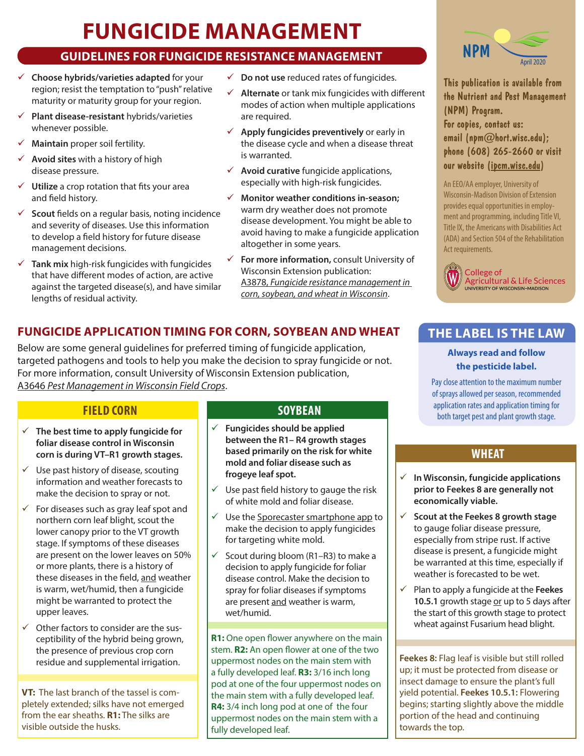# FUNGICIDE MANAGEMENT

## GUIDELINES FOR FUNGICIDE RESISTANCE MANAGEMENT

- ✓ **Choose hybrids/varieties adapted** for your region; resist the temptation to "push" relative maturity or maturity group for your region.
- ✓ **Plant disease-resistant** hybrids/varieties whenever possible.
- ✓ **Maintain** proper soil fertility.
- ✓ **Avoid sites** with a history of high disease pressure.
- ✓ **Utilize** a crop rotation that fits your area and field history.
- ✓ **Scout** fields on a regular basis, noting incidence and severity of diseases. Use this information to develop a field history for future disease management decisions.
- ✓ **Tank mix** high-risk fungicides with fungicides that have different modes of action, are active against the targeted disease(s), and have similar lengths of residual activity.
- ✓ **Do not use** reduced rates of fungicides.
- ✓ **Alternate** or tank mix fungicides with different modes of action when multiple applications are required.
- ✓ **Apply fungicides preventively** or early in the disease cycle and when a disease threat is warranted.
- ✓ **Avoid curative** fungicide applications, especially with high-risk fungicides.
- ✓ **Monitor weather conditions in-season;** warm dry weather does not promote disease development. You might be able to avoid having to make a fungicide application altogether in some years.
- ✓ **For more information,** consult University of Wisconsin Extension publication: A3878, *Fungicide resistance management in corn, soybean, and wheat in Wisconsin*.

NPM April 2020

This publication is available from the Nutrient and Pest Management (NPM) Program.
For copies, contact us:
email (npm@hort.wisc.edu);
phone (608) 265-2660 or visit our website (ipcm.wisc.edu)

An EEO/AA employer, University of Wisconsin-Madison Division of Extension provides equal opportunities in employment and programming, including Title VI, Title IX, the Americans with Disabilities Act (ADA) and Section 504 of the Rehabilitation Act requirements.

College of Agricultural & Life Sciences
UNIVERSITY OF WISCONSIN–MADISON

## FUNGICIDE APPLICATION TIMING FOR CORN, SOYBEAN AND WHEAT

Below are some general guidelines for preferred timing of fungicide application, targeted pathogens and tools to help you make the decision to spray fungicide or not. For more information, consult University of Wisconsin Extension publication, A3646 *Pest Management in Wisconsin Field Crops*.

### FIELD CORN

- ✓ **The best time to apply fungicide for foliar disease control in Wisconsin corn is during VT–R1 growth stages.**
- ✓ Use past history of disease, scouting information and weather forecasts to make the decision to spray or not.
- ✓ For diseases such as gray leaf spot and northern corn leaf blight, scout the lower canopy prior to the VT growth stage. If symptoms of these diseases are present on the lower leaves on 50% or more plants, there is a history of these diseases in the field, and weather is warm, wet/humid, then a fungicide might be warranted to protect the upper leaves.
- ✓ Other factors to consider are the susceptibility of the hybrid being grown, the presence of previous crop corn residue and supplemental irrigation.

**VT:** The last branch of the tassel is completely extended; silks have not emerged from the ear sheaths. **R1:** The silks are visible outside the husks.

### SOYBEAN

- ✓ **Fungicides should be applied between the R1– R4 growth stages based primarily on the risk for white mold and foliar disease such as frogeye leaf spot.**
- ✓ Use past field history to gauge the risk of white mold and foliar disease.
- ✓ Use the Sporecaster smartphone app to make the decision to apply fungicides for targeting white mold.
- ✓ Scout during bloom (R1–R3) to make a decision to apply fungicide for foliar disease control. Make the decision to spray for foliar diseases if symptoms are present and weather is warm, wet/humid.

**R1:** One open flower anywhere on the main stem. **R2:** An open flower at one of the two uppermost nodes on the main stem with a fully developed leaf. **R3:** 3/16 inch long pod at one of the four uppermost nodes on the main stem with a fully developed leaf. **R4:** 3/4 inch long pod at one of the four uppermost nodes on the main stem with a fully developed leaf.

### THE LABEL IS THE LAW

**Always read and follow the pesticide label.**

Pay close attention to the maximum number of sprays allowed per season, recommended application rates and application timing for both target pest and plant growth stage.

### WHEAT

- ✓ **In Wisconsin, fungicide applications prior to Feekes 8 are generally not economically viable.**
- ✓ **Scout at the Feekes 8 growth stage** to gauge foliar disease pressure, especially from stripe rust. If active disease is present, a fungicide might be warranted at this time, especially if weather is forecasted to be wet.
- ✓ Plan to apply a fungicide at the **Feekes 10.5.1** growth stage or up to 5 days after the start of this growth stage to protect wheat against Fusarium head blight.

**Feekes 8:** Flag leaf is visible but still rolled up; it must be protected from disease or insect damage to ensure the plant's full yield potential. **Feekes 10.5.1:** Flowering begins; starting slightly above the middle portion of the head and continuing towards the top.